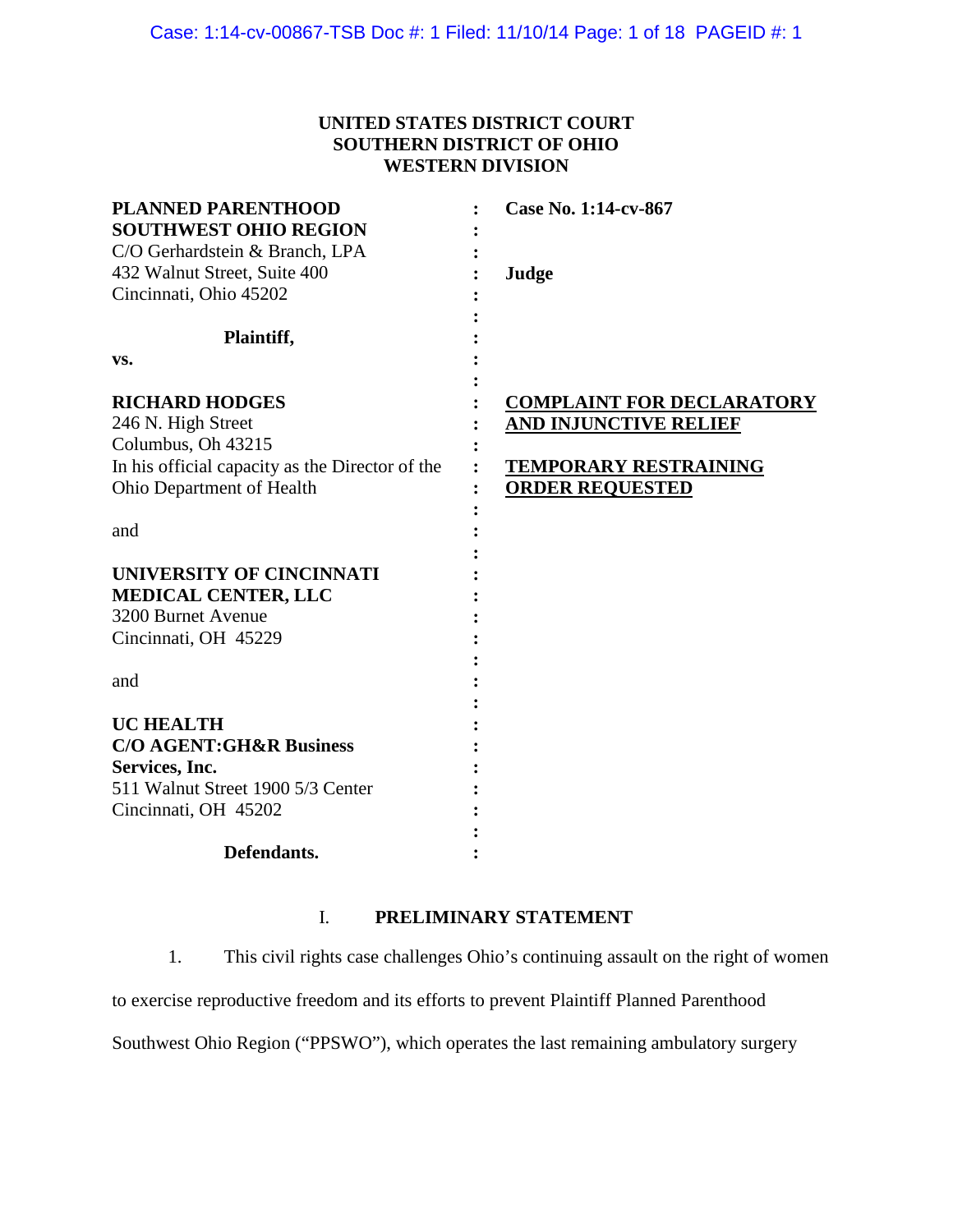**UNITED STATES DISTRICT COURT**
**SOUTHERN DISTRICT OF OHIO**
**WESTERN DIVISION**

| | | |
|---|---|---|
| **PLANNED PARENTHOOD SOUTHWEST OHIO REGION**<br>C/O Gerhardstein & Branch, LPA<br>432 Walnut Street, Suite 400<br>Cincinnati, Ohio 45202<br><br>**Plaintiff,**<br>**vs.**<br><br>**RICHARD HODGES**<br>246 N. High Street<br>Columbus, Oh 43215<br>In his official capacity as the Director of the Ohio Department of Health<br><br>and<br><br>**UNIVERSITY OF CINCINNATI MEDICAL CENTER, LLC**<br>3200 Burnet Avenue<br>Cincinnati, OH 45229<br><br>and<br><br>**UC HEALTH**<br>**C/O AGENT:GH&R Business Services, Inc.**<br>511 Walnut Street 1900 5/3 Center<br>Cincinnati, OH 45202<br><br>**Defendants.** | : | **Case No. 1:14-cv-867**<br><br>**Judge**<br><br>**<u>COMPLAINT FOR DECLARATORY AND INJUNCTIVE RELIEF</u>**<br><br>**<u>TEMPORARY RESTRAINING ORDER REQUESTED</u>** |

## I. PRELIMINARY STATEMENT

1. This civil rights case challenges Ohio's continuing assault on the right of women to exercise reproductive freedom and its efforts to prevent Plaintiff Planned Parenthood Southwest Ohio Region ("PPSWO"), which operates the last remaining ambulatory surgery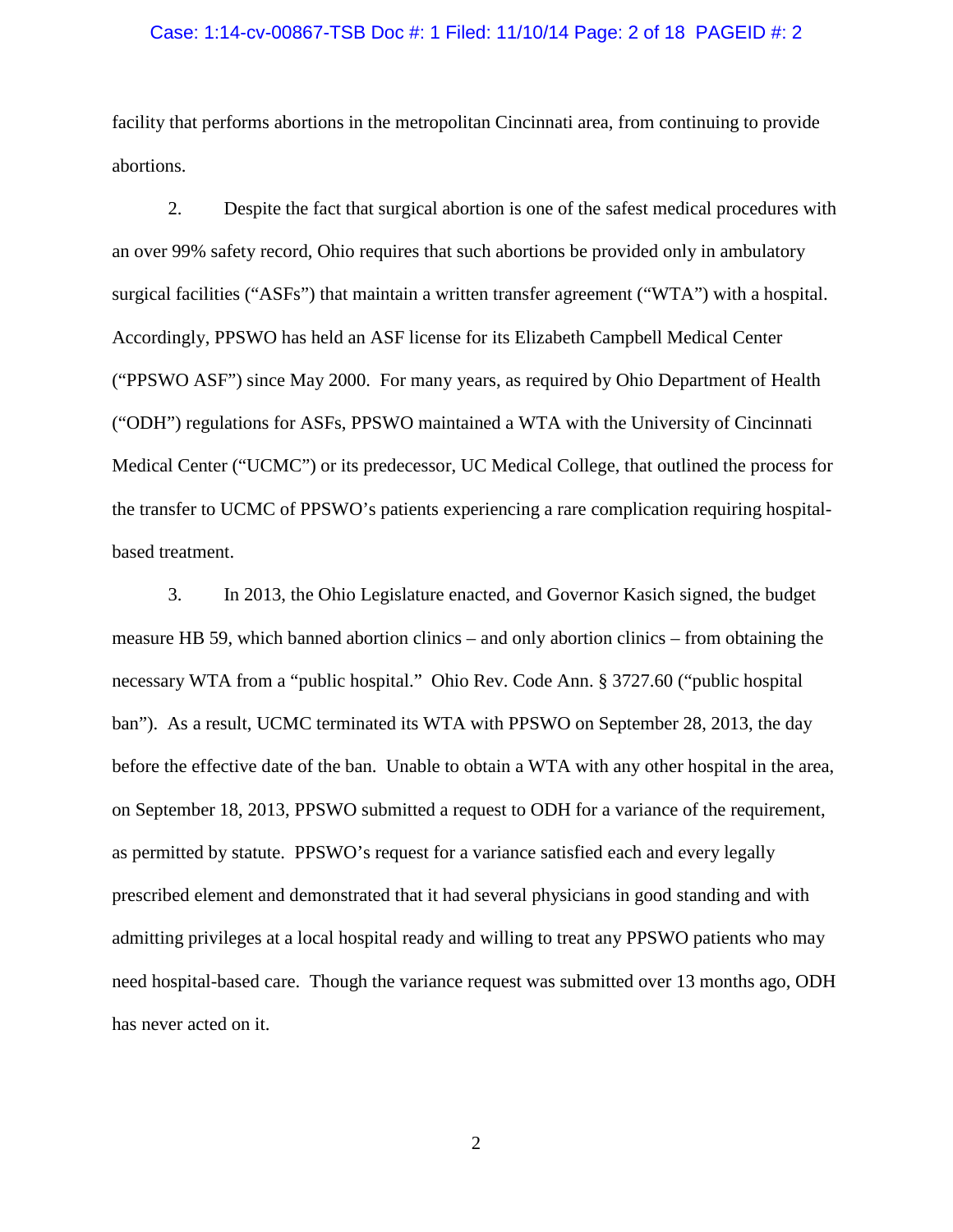facility that performs abortions in the metropolitan Cincinnati area, from continuing to provide abortions.

2. Despite the fact that surgical abortion is one of the safest medical procedures with an over 99% safety record, Ohio requires that such abortions be provided only in ambulatory surgical facilities ("ASFs") that maintain a written transfer agreement ("WTA") with a hospital. Accordingly, PPSWO has held an ASF license for its Elizabeth Campbell Medical Center ("PPSWO ASF") since May 2000. For many years, as required by Ohio Department of Health ("ODH") regulations for ASFs, PPSWO maintained a WTA with the University of Cincinnati Medical Center ("UCMC") or its predecessor, UC Medical College, that outlined the process for the transfer to UCMC of PPSWO's patients experiencing a rare complication requiring hospital-based treatment.

3. In 2013, the Ohio Legislature enacted, and Governor Kasich signed, the budget measure HB 59, which banned abortion clinics – and only abortion clinics – from obtaining the necessary WTA from a "public hospital." Ohio Rev. Code Ann. § 3727.60 ("public hospital ban"). As a result, UCMC terminated its WTA with PPSWO on September 28, 2013, the day before the effective date of the ban. Unable to obtain a WTA with any other hospital in the area, on September 18, 2013, PPSWO submitted a request to ODH for a variance of the requirement, as permitted by statute. PPSWO's request for a variance satisfied each and every legally prescribed element and demonstrated that it had several physicians in good standing and with admitting privileges at a local hospital ready and willing to treat any PPSWO patients who may need hospital-based care. Though the variance request was submitted over 13 months ago, ODH has never acted on it.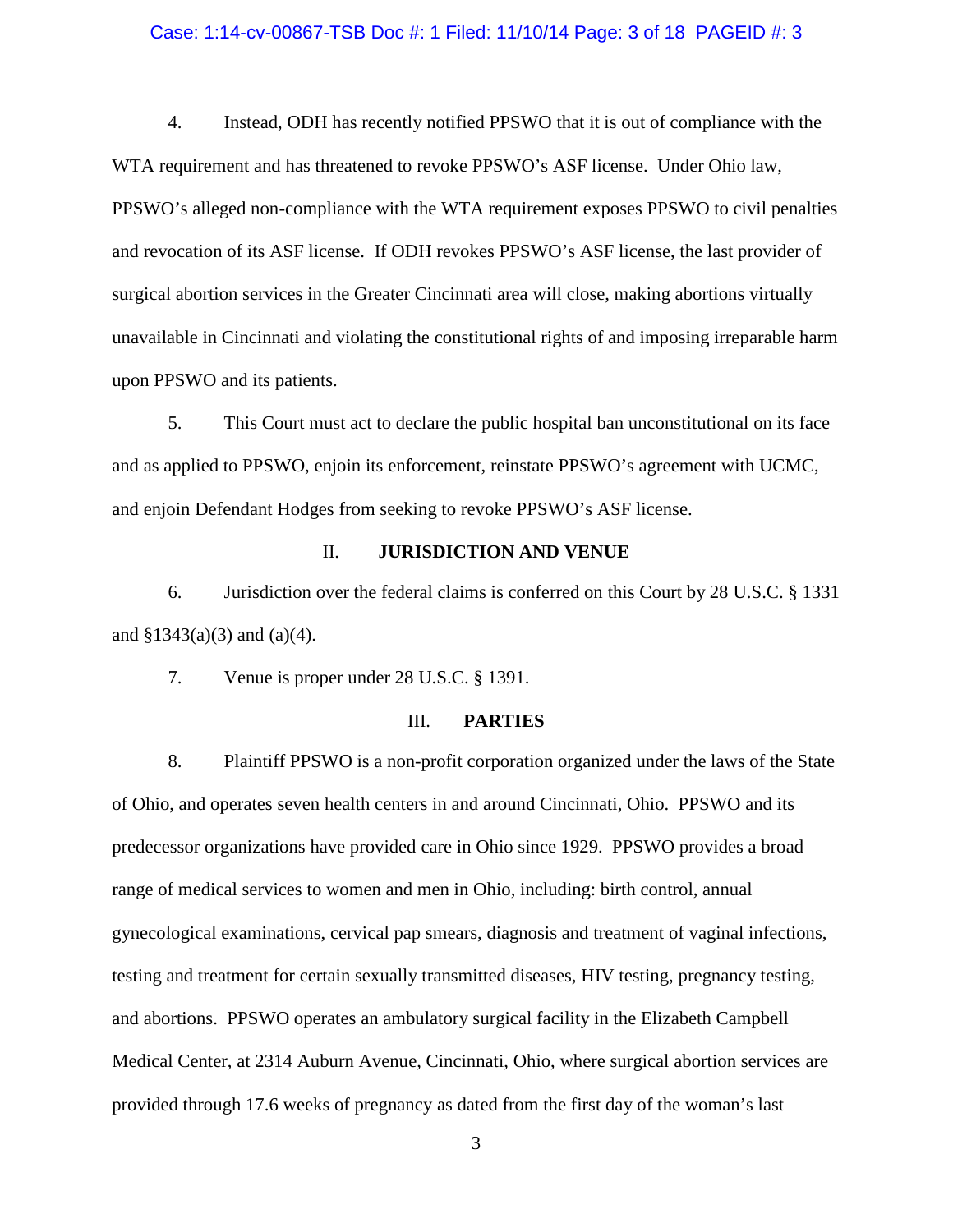4. Instead, ODH has recently notified PPSWO that it is out of compliance with the WTA requirement and has threatened to revoke PPSWO's ASF license. Under Ohio law, PPSWO's alleged non-compliance with the WTA requirement exposes PPSWO to civil penalties and revocation of its ASF license. If ODH revokes PPSWO's ASF license, the last provider of surgical abortion services in the Greater Cincinnati area will close, making abortions virtually unavailable in Cincinnati and violating the constitutional rights of and imposing irreparable harm upon PPSWO and its patients.

5. This Court must act to declare the public hospital ban unconstitutional on its face and as applied to PPSWO, enjoin its enforcement, reinstate PPSWO's agreement with UCMC, and enjoin Defendant Hodges from seeking to revoke PPSWO's ASF license.

## II. JURISDICTION AND VENUE

6. Jurisdiction over the federal claims is conferred on this Court by 28 U.S.C. § 1331 and §1343(a)(3) and (a)(4).

7. Venue is proper under 28 U.S.C. § 1391.

## III. PARTIES

8. Plaintiff PPSWO is a non-profit corporation organized under the laws of the State of Ohio, and operates seven health centers in and around Cincinnati, Ohio. PPSWO and its predecessor organizations have provided care in Ohio since 1929. PPSWO provides a broad range of medical services to women and men in Ohio, including: birth control, annual gynecological examinations, cervical pap smears, diagnosis and treatment of vaginal infections, testing and treatment for certain sexually transmitted diseases, HIV testing, pregnancy testing, and abortions. PPSWO operates an ambulatory surgical facility in the Elizabeth Campbell Medical Center, at 2314 Auburn Avenue, Cincinnati, Ohio, where surgical abortion services are provided through 17.6 weeks of pregnancy as dated from the first day of the woman's last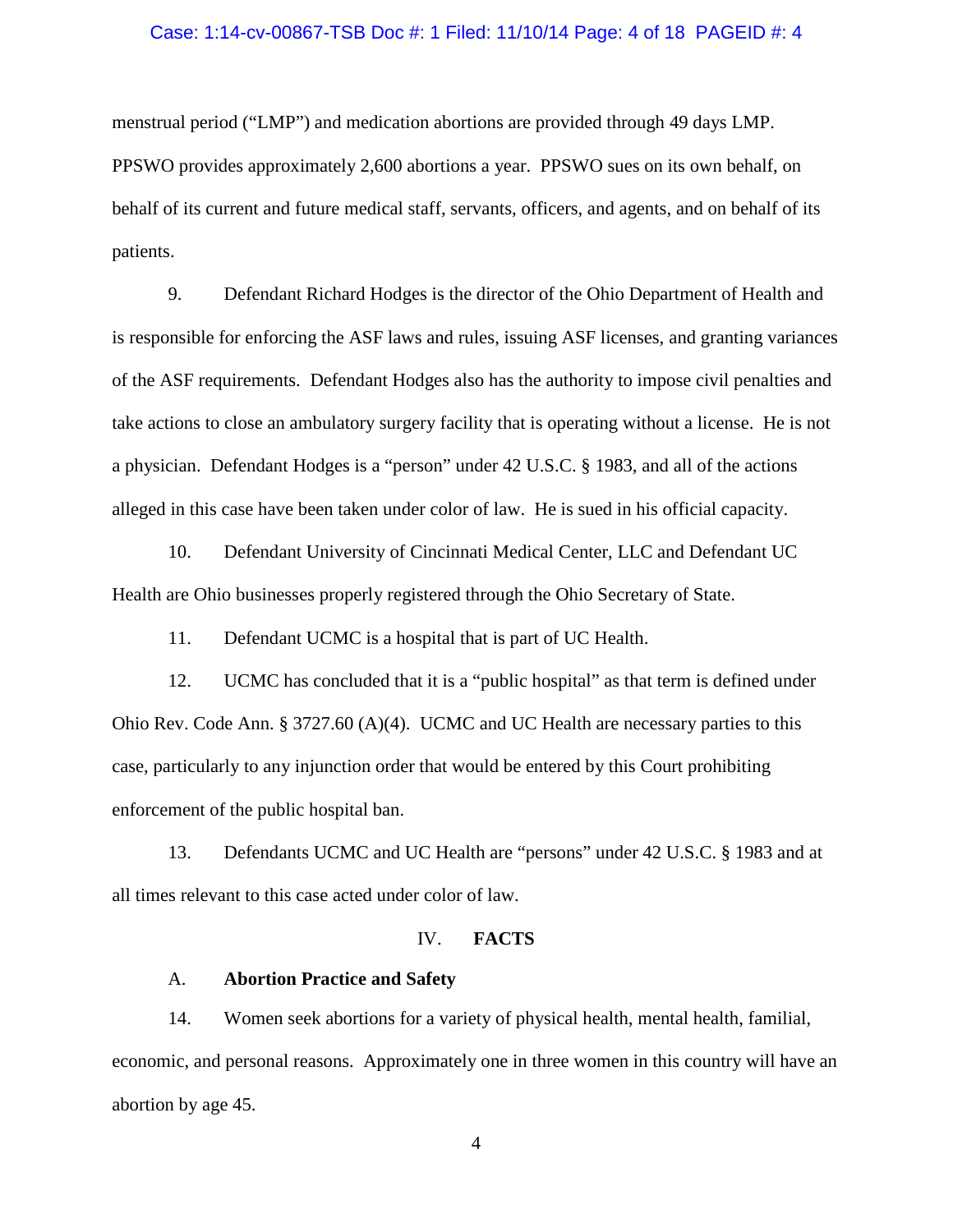menstrual period ("LMP") and medication abortions are provided through 49 days LMP. PPSWO provides approximately 2,600 abortions a year. PPSWO sues on its own behalf, on behalf of its current and future medical staff, servants, officers, and agents, and on behalf of its patients.

9. Defendant Richard Hodges is the director of the Ohio Department of Health and is responsible for enforcing the ASF laws and rules, issuing ASF licenses, and granting variances of the ASF requirements. Defendant Hodges also has the authority to impose civil penalties and take actions to close an ambulatory surgery facility that is operating without a license. He is not a physician. Defendant Hodges is a "person" under 42 U.S.C. § 1983, and all of the actions alleged in this case have been taken under color of law. He is sued in his official capacity.

10. Defendant University of Cincinnati Medical Center, LLC and Defendant UC Health are Ohio businesses properly registered through the Ohio Secretary of State.

11. Defendant UCMC is a hospital that is part of UC Health.

12. UCMC has concluded that it is a "public hospital" as that term is defined under Ohio Rev. Code Ann. § 3727.60 (A)(4). UCMC and UC Health are necessary parties to this case, particularly to any injunction order that would be entered by this Court prohibiting enforcement of the public hospital ban.

13. Defendants UCMC and UC Health are "persons" under 42 U.S.C. § 1983 and at all times relevant to this case acted under color of law.

## IV. FACTS

### A. Abortion Practice and Safety

14. Women seek abortions for a variety of physical health, mental health, familial, economic, and personal reasons. Approximately one in three women in this country will have an abortion by age 45.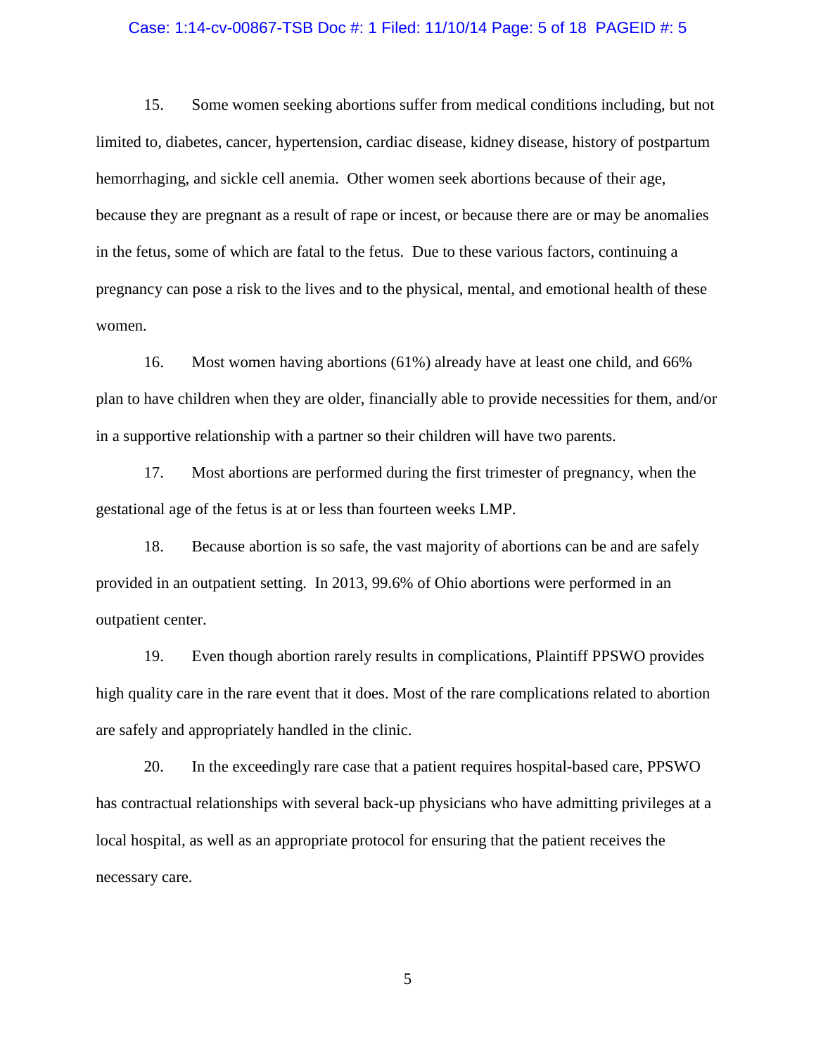15. Some women seeking abortions suffer from medical conditions including, but not limited to, diabetes, cancer, hypertension, cardiac disease, kidney disease, history of postpartum hemorrhaging, and sickle cell anemia. Other women seek abortions because of their age, because they are pregnant as a result of rape or incest, or because there are or may be anomalies in the fetus, some of which are fatal to the fetus. Due to these various factors, continuing a pregnancy can pose a risk to the lives and to the physical, mental, and emotional health of these women.

16. Most women having abortions (61%) already have at least one child, and 66% plan to have children when they are older, financially able to provide necessities for them, and/or in a supportive relationship with a partner so their children will have two parents.

17. Most abortions are performed during the first trimester of pregnancy, when the gestational age of the fetus is at or less than fourteen weeks LMP.

18. Because abortion is so safe, the vast majority of abortions can be and are safely provided in an outpatient setting. In 2013, 99.6% of Ohio abortions were performed in an outpatient center.

19. Even though abortion rarely results in complications, Plaintiff PPSWO provides high quality care in the rare event that it does. Most of the rare complications related to abortion are safely and appropriately handled in the clinic.

20. In the exceedingly rare case that a patient requires hospital-based care, PPSWO has contractual relationships with several back-up physicians who have admitting privileges at a local hospital, as well as an appropriate protocol for ensuring that the patient receives the necessary care.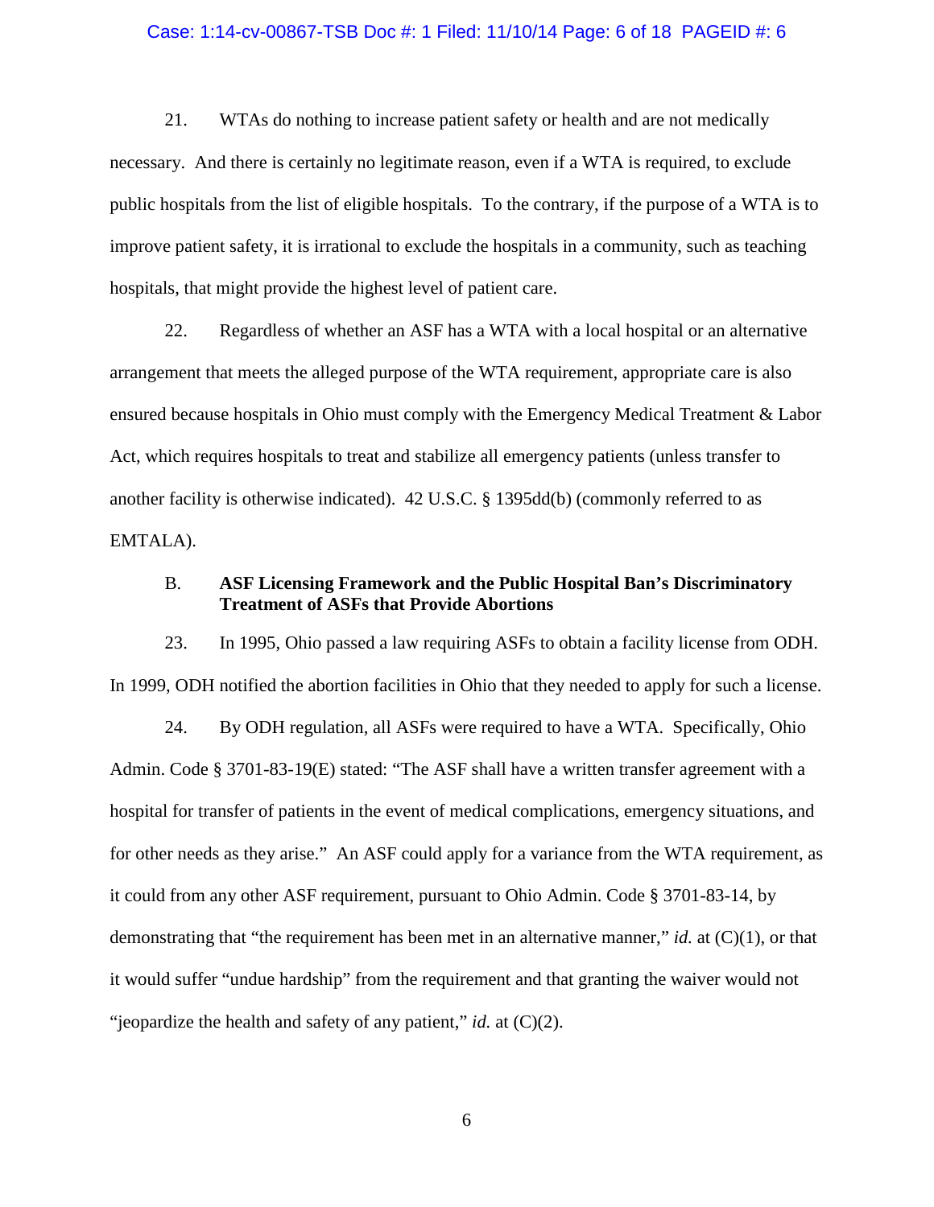21. WTAs do nothing to increase patient safety or health and are not medically necessary. And there is certainly no legitimate reason, even if a WTA is required, to exclude public hospitals from the list of eligible hospitals. To the contrary, if the purpose of a WTA is to improve patient safety, it is irrational to exclude the hospitals in a community, such as teaching hospitals, that might provide the highest level of patient care.

22. Regardless of whether an ASF has a WTA with a local hospital or an alternative arrangement that meets the alleged purpose of the WTA requirement, appropriate care is also ensured because hospitals in Ohio must comply with the Emergency Medical Treatment & Labor Act, which requires hospitals to treat and stabilize all emergency patients (unless transfer to another facility is otherwise indicated). 42 U.S.C. § 1395dd(b) (commonly referred to as EMTALA).

### B. ASF Licensing Framework and the Public Hospital Ban's Discriminatory Treatment of ASFs that Provide Abortions

23. In 1995, Ohio passed a law requiring ASFs to obtain a facility license from ODH. In 1999, ODH notified the abortion facilities in Ohio that they needed to apply for such a license.

24. By ODH regulation, all ASFs were required to have a WTA. Specifically, Ohio Admin. Code § 3701-83-19(E) stated: "The ASF shall have a written transfer agreement with a hospital for transfer of patients in the event of medical complications, emergency situations, and for other needs as they arise." An ASF could apply for a variance from the WTA requirement, as it could from any other ASF requirement, pursuant to Ohio Admin. Code § 3701-83-14, by demonstrating that "the requirement has been met in an alternative manner," *id.* at (C)(1), or that it would suffer "undue hardship" from the requirement and that granting the waiver would not "jeopardize the health and safety of any patient," *id.* at (C)(2).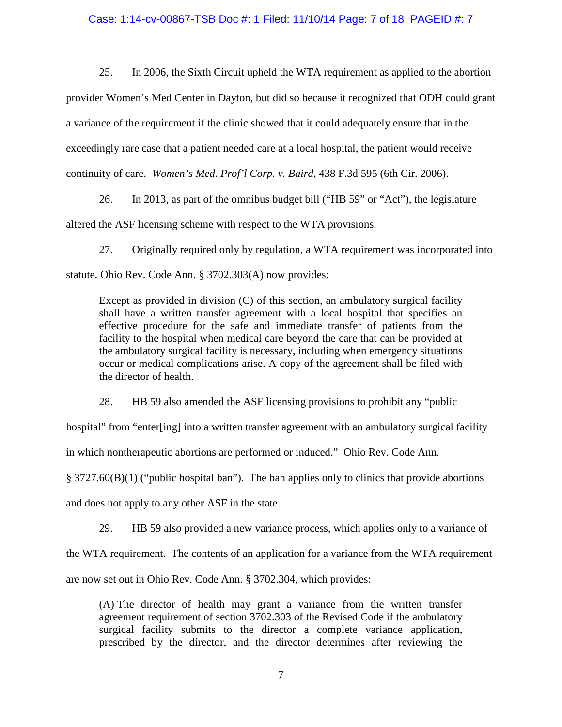25. In 2006, the Sixth Circuit upheld the WTA requirement as applied to the abortion provider Women's Med Center in Dayton, but did so because it recognized that ODH could grant a variance of the requirement if the clinic showed that it could adequately ensure that in the exceedingly rare case that a patient needed care at a local hospital, the patient would receive continuity of care. *Women's Med. Prof'l Corp. v. Baird*, 438 F.3d 595 (6th Cir. 2006).

26. In 2013, as part of the omnibus budget bill ("HB 59" or "Act"), the legislature altered the ASF licensing scheme with respect to the WTA provisions.

27. Originally required only by regulation, a WTA requirement was incorporated into statute. Ohio Rev. Code Ann. § 3702.303(A) now provides:

> Except as provided in division (C) of this section, an ambulatory surgical facility shall have a written transfer agreement with a local hospital that specifies an effective procedure for the safe and immediate transfer of patients from the facility to the hospital when medical care beyond the care that can be provided at the ambulatory surgical facility is necessary, including when emergency situations occur or medical complications arise. A copy of the agreement shall be filed with the director of health.

28. HB 59 also amended the ASF licensing provisions to prohibit any "public hospital" from "enter[ing] into a written transfer agreement with an ambulatory surgical facility in which nontherapeutic abortions are performed or induced." Ohio Rev. Code Ann. § 3727.60(B)(1) ("public hospital ban"). The ban applies only to clinics that provide abortions and does not apply to any other ASF in the state.

29. HB 59 also provided a new variance process, which applies only to a variance of the WTA requirement. The contents of an application for a variance from the WTA requirement are now set out in Ohio Rev. Code Ann. § 3702.304, which provides:

> (A) The director of health may grant a variance from the written transfer agreement requirement of section 3702.303 of the Revised Code if the ambulatory surgical facility submits to the director a complete variance application, prescribed by the director, and the director determines after reviewing the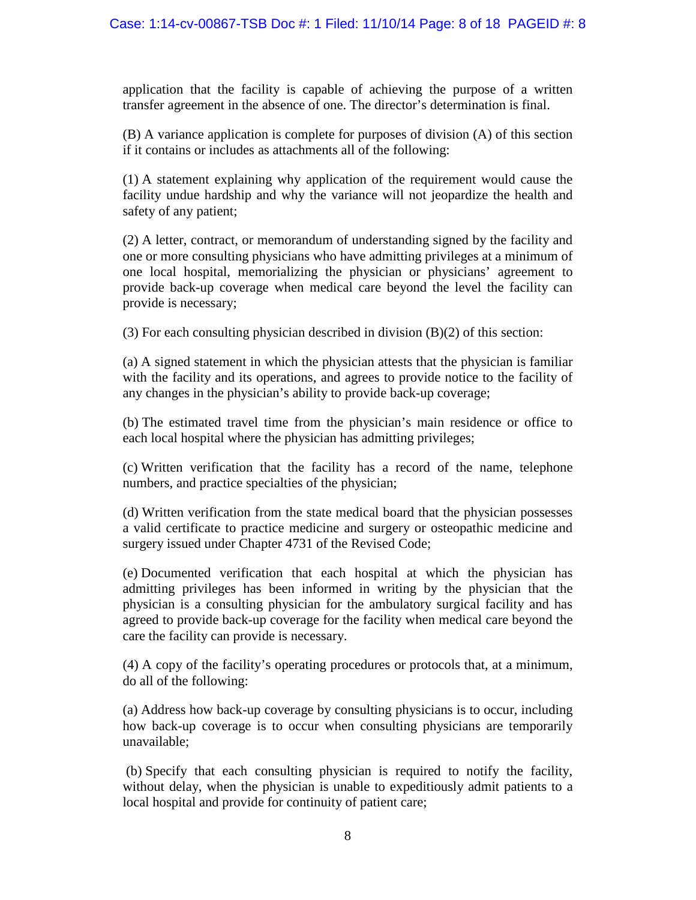application that the facility is capable of achieving the purpose of a written transfer agreement in the absence of one. The director's determination is final.

(B) A variance application is complete for purposes of division (A) of this section if it contains or includes as attachments all of the following:

(1) A statement explaining why application of the requirement would cause the facility undue hardship and why the variance will not jeopardize the health and safety of any patient;

(2) A letter, contract, or memorandum of understanding signed by the facility and one or more consulting physicians who have admitting privileges at a minimum of one local hospital, memorializing the physician or physicians' agreement to provide back-up coverage when medical care beyond the level the facility can provide is necessary;

(3) For each consulting physician described in division (B)(2) of this section:

(a) A signed statement in which the physician attests that the physician is familiar with the facility and its operations, and agrees to provide notice to the facility of any changes in the physician's ability to provide back-up coverage;

(b) The estimated travel time from the physician's main residence or office to each local hospital where the physician has admitting privileges;

(c) Written verification that the facility has a record of the name, telephone numbers, and practice specialties of the physician;

(d) Written verification from the state medical board that the physician possesses a valid certificate to practice medicine and surgery or osteopathic medicine and surgery issued under Chapter 4731 of the Revised Code;

(e) Documented verification that each hospital at which the physician has admitting privileges has been informed in writing by the physician that the physician is a consulting physician for the ambulatory surgical facility and has agreed to provide back-up coverage for the facility when medical care beyond the care the facility can provide is necessary.

(4) A copy of the facility's operating procedures or protocols that, at a minimum, do all of the following:

(a) Address how back-up coverage by consulting physicians is to occur, including how back-up coverage is to occur when consulting physicians are temporarily unavailable;

(b) Specify that each consulting physician is required to notify the facility, without delay, when the physician is unable to expeditiously admit patients to a local hospital and provide for continuity of patient care;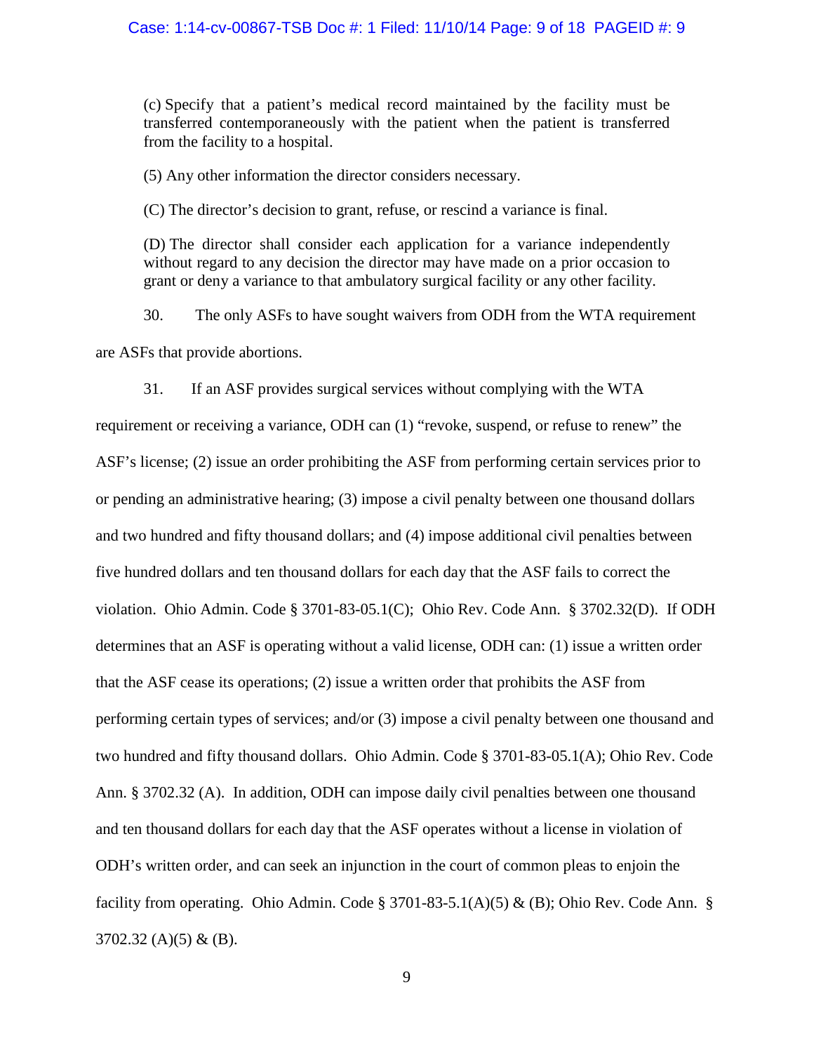(c) Specify that a patient's medical record maintained by the facility must be transferred contemporaneously with the patient when the patient is transferred from the facility to a hospital.

(5) Any other information the director considers necessary.

(C) The director's decision to grant, refuse, or rescind a variance is final.

(D) The director shall consider each application for a variance independently without regard to any decision the director may have made on a prior occasion to grant or deny a variance to that ambulatory surgical facility or any other facility.

30. The only ASFs to have sought waivers from ODH from the WTA requirement are ASFs that provide abortions.

31. If an ASF provides surgical services without complying with the WTA requirement or receiving a variance, ODH can (1) "revoke, suspend, or refuse to renew" the ASF's license; (2) issue an order prohibiting the ASF from performing certain services prior to or pending an administrative hearing; (3) impose a civil penalty between one thousand dollars and two hundred and fifty thousand dollars; and (4) impose additional civil penalties between five hundred dollars and ten thousand dollars for each day that the ASF fails to correct the violation. Ohio Admin. Code § 3701-83-05.1(C); Ohio Rev. Code Ann. § 3702.32(D). If ODH determines that an ASF is operating without a valid license, ODH can: (1) issue a written order that the ASF cease its operations; (2) issue a written order that prohibits the ASF from performing certain types of services; and/or (3) impose a civil penalty between one thousand and two hundred and fifty thousand dollars. Ohio Admin. Code § 3701-83-05.1(A); Ohio Rev. Code Ann. § 3702.32 (A). In addition, ODH can impose daily civil penalties between one thousand and ten thousand dollars for each day that the ASF operates without a license in violation of ODH's written order, and can seek an injunction in the court of common pleas to enjoin the facility from operating. Ohio Admin. Code § 3701-83-5.1(A)(5) & (B); Ohio Rev. Code Ann. § 3702.32 (A)(5) & (B).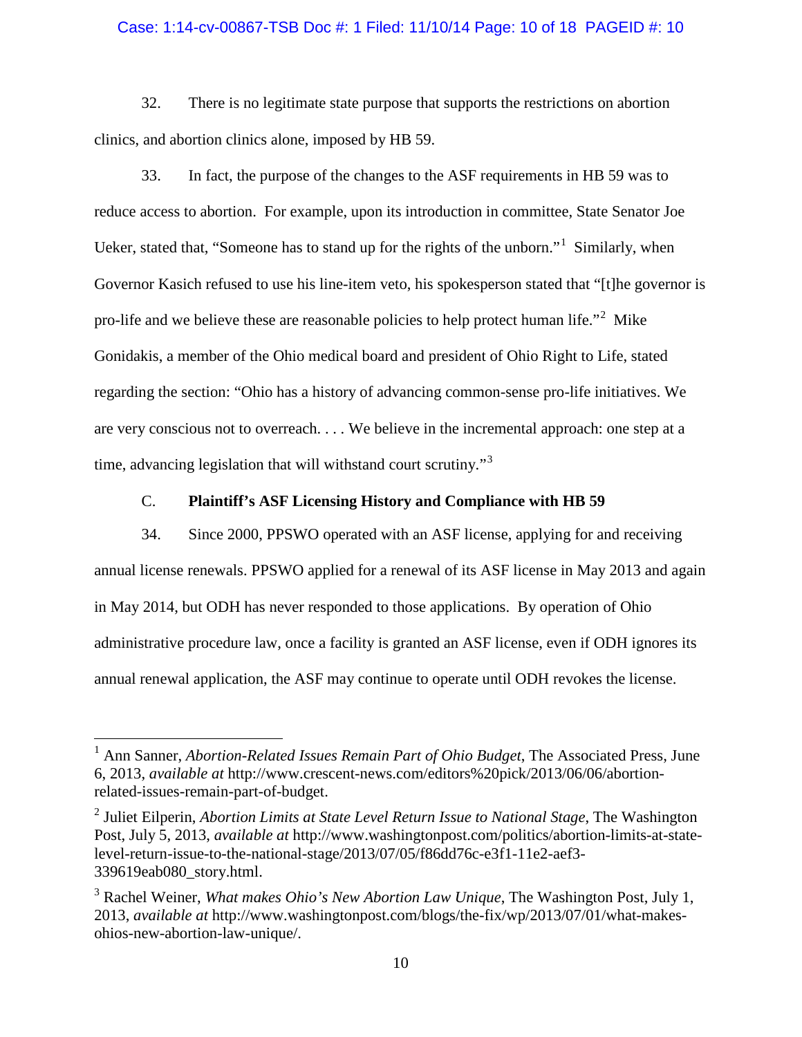32. There is no legitimate state purpose that supports the restrictions on abortion clinics, and abortion clinics alone, imposed by HB 59.

33. In fact, the purpose of the changes to the ASF requirements in HB 59 was to reduce access to abortion. For example, upon its introduction in committee, State Senator Joe Ueker, stated that, "Someone has to stand up for the rights of the unborn."[1] Similarly, when Governor Kasich refused to use his line-item veto, his spokesperson stated that "[t]he governor is pro-life and we believe these are reasonable policies to help protect human life."[2] Mike Gonidakis, a member of the Ohio medical board and president of Ohio Right to Life, stated regarding the section: "Ohio has a history of advancing common-sense pro-life initiatives. We are very conscious not to overreach. . . . We believe in the incremental approach: one step at a time, advancing legislation that will withstand court scrutiny."[3]

C. **Plaintiff's ASF Licensing History and Compliance with HB 59**

34. Since 2000, PPSWO operated with an ASF license, applying for and receiving annual license renewals. PPSWO applied for a renewal of its ASF license in May 2013 and again in May 2014, but ODH has never responded to those applications. By operation of Ohio administrative procedure law, once a facility is granted an ASF license, even if ODH ignores its annual renewal application, the ASF may continue to operate until ODH revokes the license.

---

[1] Ann Sanner, *Abortion-Related Issues Remain Part of Ohio Budget*, The Associated Press, June 6, 2013, *available at* http://www.crescent-news.com/editors%20pick/2013/06/06/abortion-related-issues-remain-part-of-budget.

[2] Juliet Eilperin, *Abortion Limits at State Level Return Issue to National Stage*, The Washington Post, July 5, 2013, *available at* http://www.washingtonpost.com/politics/abortion-limits-at-state-level-return-issue-to-the-national-stage/2013/07/05/f86dd76c-e3f1-11e2-aef3-339619eab080_story.html.

[3] Rachel Weiner, *What makes Ohio's New Abortion Law Unique*, The Washington Post, July 1, 2013, *available at* http://www.washingtonpost.com/blogs/the-fix/wp/2013/07/01/what-makes-ohios-new-abortion-law-unique/.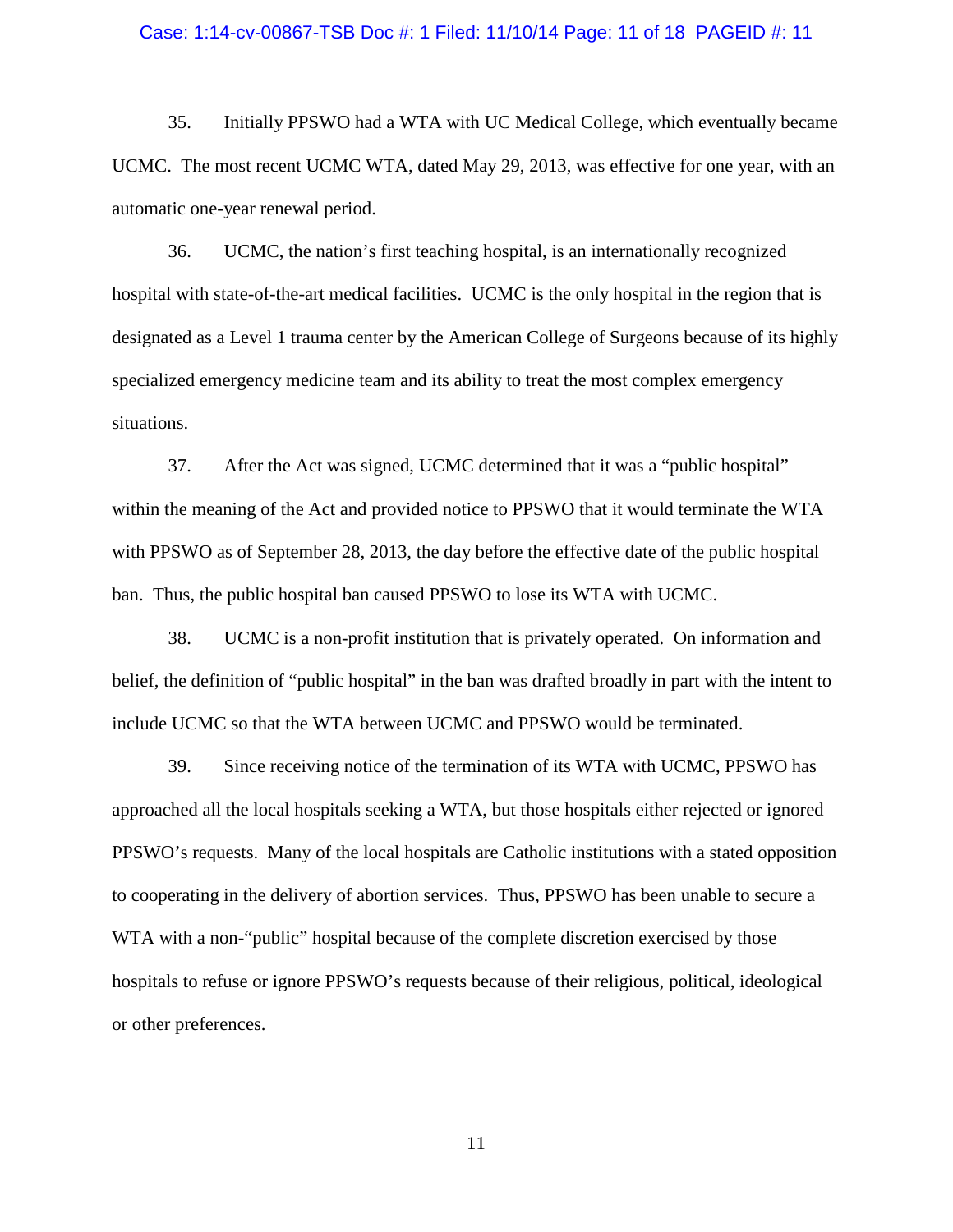35. Initially PPSWO had a WTA with UC Medical College, which eventually became UCMC. The most recent UCMC WTA, dated May 29, 2013, was effective for one year, with an automatic one-year renewal period.

36. UCMC, the nation's first teaching hospital, is an internationally recognized hospital with state-of-the-art medical facilities. UCMC is the only hospital in the region that is designated as a Level 1 trauma center by the American College of Surgeons because of its highly specialized emergency medicine team and its ability to treat the most complex emergency situations.

37. After the Act was signed, UCMC determined that it was a "public hospital" within the meaning of the Act and provided notice to PPSWO that it would terminate the WTA with PPSWO as of September 28, 2013, the day before the effective date of the public hospital ban. Thus, the public hospital ban caused PPSWO to lose its WTA with UCMC.

38. UCMC is a non-profit institution that is privately operated. On information and belief, the definition of "public hospital" in the ban was drafted broadly in part with the intent to include UCMC so that the WTA between UCMC and PPSWO would be terminated.

39. Since receiving notice of the termination of its WTA with UCMC, PPSWO has approached all the local hospitals seeking a WTA, but those hospitals either rejected or ignored PPSWO's requests. Many of the local hospitals are Catholic institutions with a stated opposition to cooperating in the delivery of abortion services. Thus, PPSWO has been unable to secure a WTA with a non-"public" hospital because of the complete discretion exercised by those hospitals to refuse or ignore PPSWO's requests because of their religious, political, ideological or other preferences.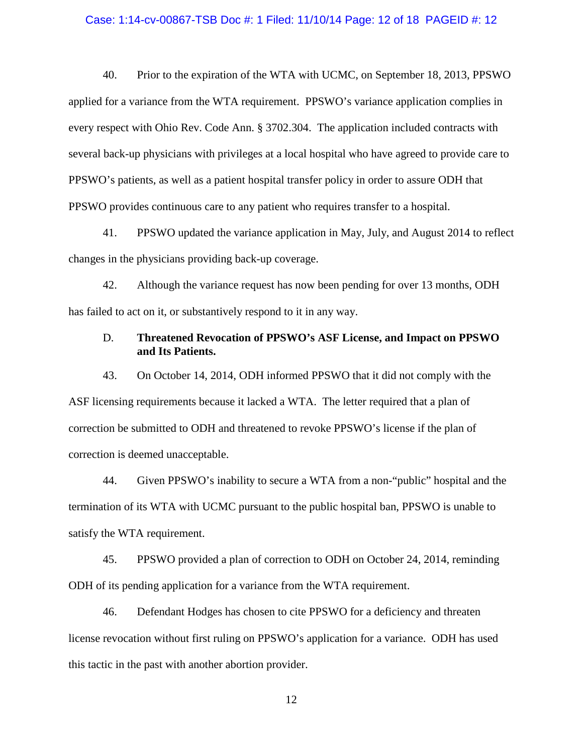40. Prior to the expiration of the WTA with UCMC, on September 18, 2013, PPSWO applied for a variance from the WTA requirement. PPSWO's variance application complies in every respect with Ohio Rev. Code Ann. § 3702.304. The application included contracts with several back-up physicians with privileges at a local hospital who have agreed to provide care to PPSWO's patients, as well as a patient hospital transfer policy in order to assure ODH that PPSWO provides continuous care to any patient who requires transfer to a hospital.

41. PPSWO updated the variance application in May, July, and August 2014 to reflect changes in the physicians providing back-up coverage.

42. Although the variance request has now been pending for over 13 months, ODH has failed to act on it, or substantively respond to it in any way.

### D. Threatened Revocation of PPSWO's ASF License, and Impact on PPSWO and Its Patients.

43. On October 14, 2014, ODH informed PPSWO that it did not comply with the ASF licensing requirements because it lacked a WTA. The letter required that a plan of correction be submitted to ODH and threatened to revoke PPSWO's license if the plan of correction is deemed unacceptable.

44. Given PPSWO's inability to secure a WTA from a non-"public" hospital and the termination of its WTA with UCMC pursuant to the public hospital ban, PPSWO is unable to satisfy the WTA requirement.

45. PPSWO provided a plan of correction to ODH on October 24, 2014, reminding ODH of its pending application for a variance from the WTA requirement.

46. Defendant Hodges has chosen to cite PPSWO for a deficiency and threaten license revocation without first ruling on PPSWO's application for a variance. ODH has used this tactic in the past with another abortion provider.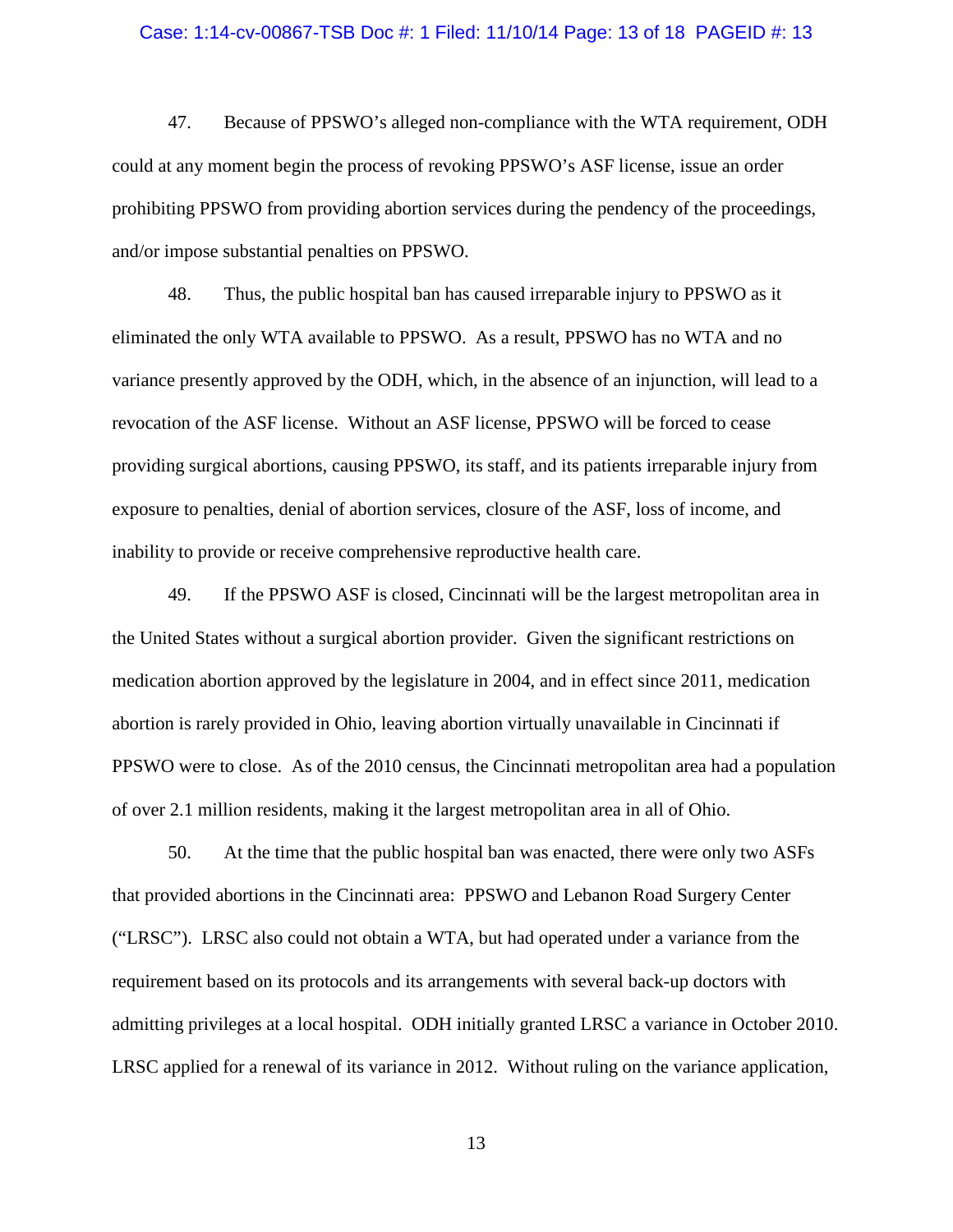47. Because of PPSWO's alleged non-compliance with the WTA requirement, ODH could at any moment begin the process of revoking PPSWO's ASF license, issue an order prohibiting PPSWO from providing abortion services during the pendency of the proceedings, and/or impose substantial penalties on PPSWO.

48. Thus, the public hospital ban has caused irreparable injury to PPSWO as it eliminated the only WTA available to PPSWO. As a result, PPSWO has no WTA and no variance presently approved by the ODH, which, in the absence of an injunction, will lead to a revocation of the ASF license. Without an ASF license, PPSWO will be forced to cease providing surgical abortions, causing PPSWO, its staff, and its patients irreparable injury from exposure to penalties, denial of abortion services, closure of the ASF, loss of income, and inability to provide or receive comprehensive reproductive health care.

49. If the PPSWO ASF is closed, Cincinnati will be the largest metropolitan area in the United States without a surgical abortion provider. Given the significant restrictions on medication abortion approved by the legislature in 2004, and in effect since 2011, medication abortion is rarely provided in Ohio, leaving abortion virtually unavailable in Cincinnati if PPSWO were to close. As of the 2010 census, the Cincinnati metropolitan area had a population of over 2.1 million residents, making it the largest metropolitan area in all of Ohio.

50. At the time that the public hospital ban was enacted, there were only two ASFs that provided abortions in the Cincinnati area: PPSWO and Lebanon Road Surgery Center ("LRSC"). LRSC also could not obtain a WTA, but had operated under a variance from the requirement based on its protocols and its arrangements with several back-up doctors with admitting privileges at a local hospital. ODH initially granted LRSC a variance in October 2010. LRSC applied for a renewal of its variance in 2012. Without ruling on the variance application,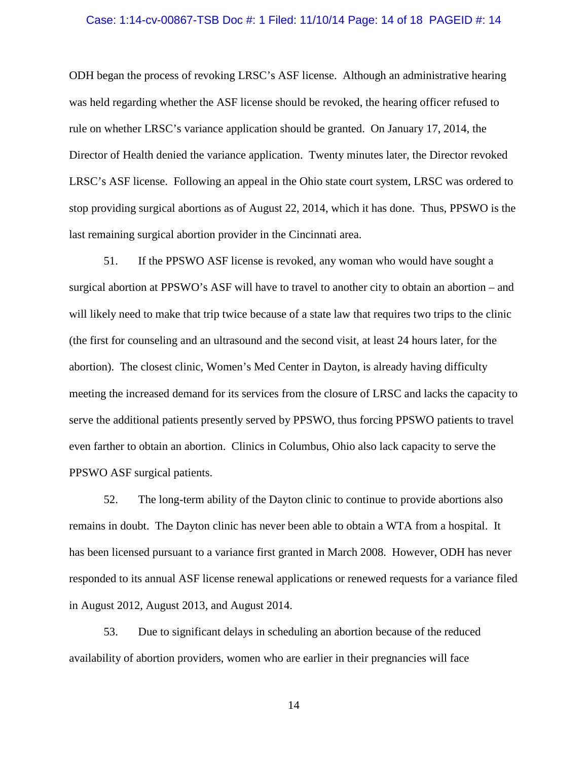ODH began the process of revoking LRSC's ASF license. Although an administrative hearing was held regarding whether the ASF license should be revoked, the hearing officer refused to rule on whether LRSC's variance application should be granted. On January 17, 2014, the Director of Health denied the variance application. Twenty minutes later, the Director revoked LRSC's ASF license. Following an appeal in the Ohio state court system, LRSC was ordered to stop providing surgical abortions as of August 22, 2014, which it has done. Thus, PPSWO is the last remaining surgical abortion provider in the Cincinnati area.

51. If the PPSWO ASF license is revoked, any woman who would have sought a surgical abortion at PPSWO's ASF will have to travel to another city to obtain an abortion – and will likely need to make that trip twice because of a state law that requires two trips to the clinic (the first for counseling and an ultrasound and the second visit, at least 24 hours later, for the abortion). The closest clinic, Women's Med Center in Dayton, is already having difficulty meeting the increased demand for its services from the closure of LRSC and lacks the capacity to serve the additional patients presently served by PPSWO, thus forcing PPSWO patients to travel even farther to obtain an abortion. Clinics in Columbus, Ohio also lack capacity to serve the PPSWO ASF surgical patients.

52. The long-term ability of the Dayton clinic to continue to provide abortions also remains in doubt. The Dayton clinic has never been able to obtain a WTA from a hospital. It has been licensed pursuant to a variance first granted in March 2008. However, ODH has never responded to its annual ASF license renewal applications or renewed requests for a variance filed in August 2012, August 2013, and August 2014.

53. Due to significant delays in scheduling an abortion because of the reduced availability of abortion providers, women who are earlier in their pregnancies will face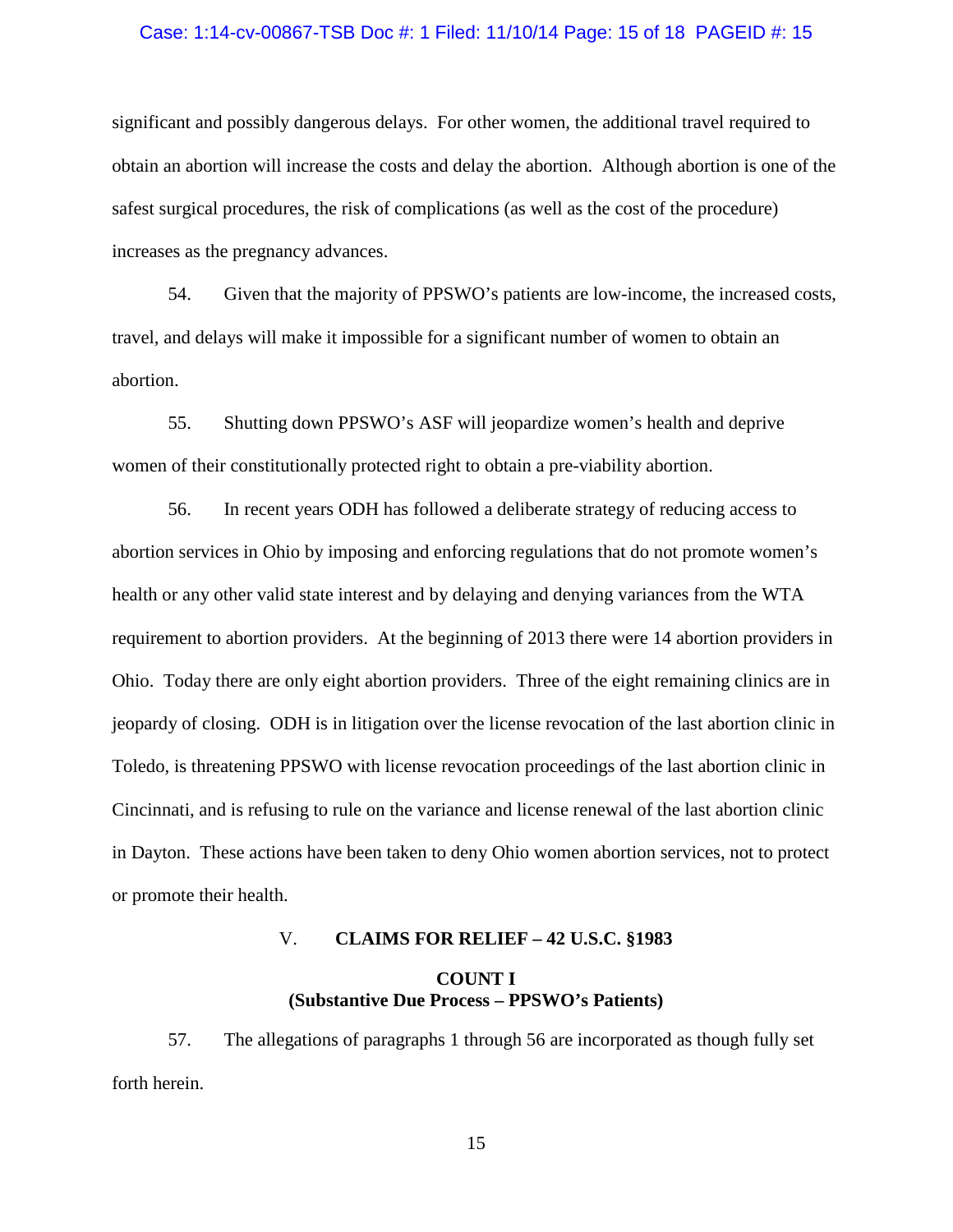significant and possibly dangerous delays. For other women, the additional travel required to obtain an abortion will increase the costs and delay the abortion. Although abortion is one of the safest surgical procedures, the risk of complications (as well as the cost of the procedure) increases as the pregnancy advances.

54. Given that the majority of PPSWO's patients are low-income, the increased costs, travel, and delays will make it impossible for a significant number of women to obtain an abortion.

55. Shutting down PPSWO's ASF will jeopardize women's health and deprive women of their constitutionally protected right to obtain a pre-viability abortion.

56. In recent years ODH has followed a deliberate strategy of reducing access to abortion services in Ohio by imposing and enforcing regulations that do not promote women's health or any other valid state interest and by delaying and denying variances from the WTA requirement to abortion providers. At the beginning of 2013 there were 14 abortion providers in Ohio. Today there are only eight abortion providers. Three of the eight remaining clinics are in jeopardy of closing. ODH is in litigation over the license revocation of the last abortion clinic in Toledo, is threatening PPSWO with license revocation proceedings of the last abortion clinic in Cincinnati, and is refusing to rule on the variance and license renewal of the last abortion clinic in Dayton. These actions have been taken to deny Ohio women abortion services, not to protect or promote their health.

## V. CLAIMS FOR RELIEF – 42 U.S.C. §1983

### COUNT I
### (Substantive Due Process – PPSWO's Patients)

57. The allegations of paragraphs 1 through 56 are incorporated as though fully set forth herein.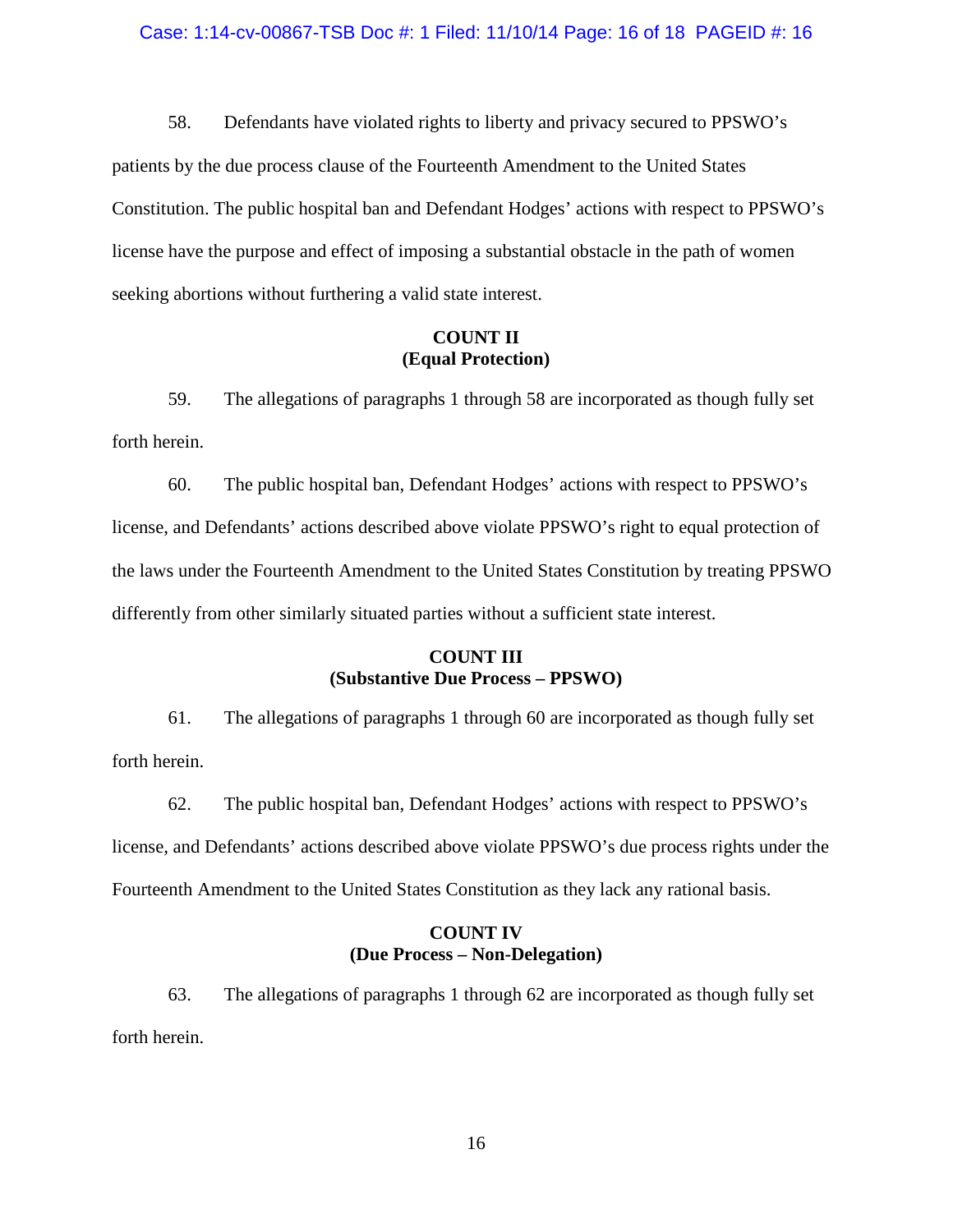58. Defendants have violated rights to liberty and privacy secured to PPSWO's patients by the due process clause of the Fourteenth Amendment to the United States Constitution. The public hospital ban and Defendant Hodges' actions with respect to PPSWO's license have the purpose and effect of imposing a substantial obstacle in the path of women seeking abortions without furthering a valid state interest.

**COUNT II**
**(Equal Protection)**

59. The allegations of paragraphs 1 through 58 are incorporated as though fully set forth herein.

60. The public hospital ban, Defendant Hodges' actions with respect to PPSWO's license, and Defendants' actions described above violate PPSWO's right to equal protection of the laws under the Fourteenth Amendment to the United States Constitution by treating PPSWO differently from other similarly situated parties without a sufficient state interest.

**COUNT III**
**(Substantive Due Process – PPSWO)**

61. The allegations of paragraphs 1 through 60 are incorporated as though fully set forth herein.

62. The public hospital ban, Defendant Hodges' actions with respect to PPSWO's license, and Defendants' actions described above violate PPSWO's due process rights under the Fourteenth Amendment to the United States Constitution as they lack any rational basis.

**COUNT IV**
**(Due Process – Non-Delegation)**

63. The allegations of paragraphs 1 through 62 are incorporated as though fully set forth herein.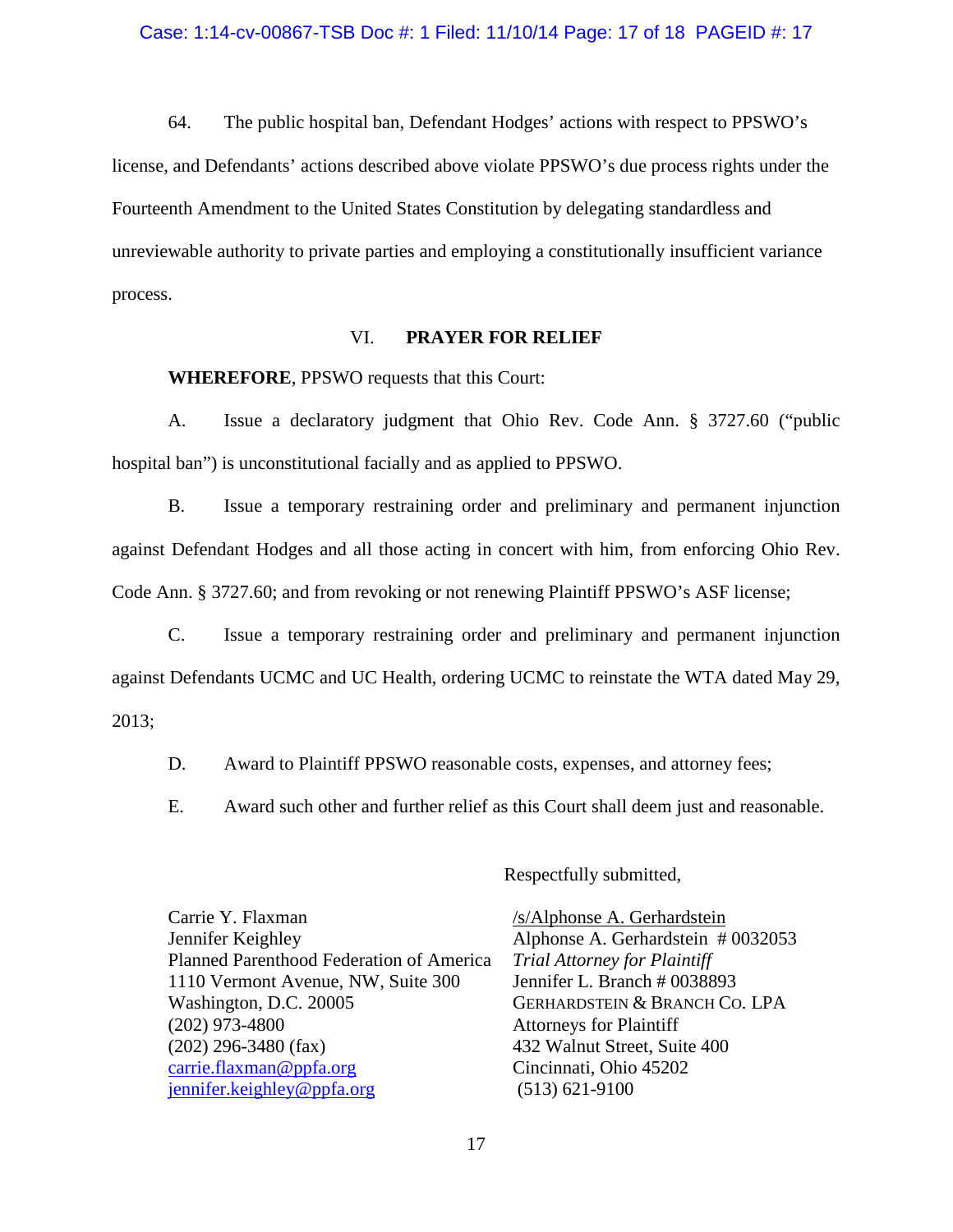64. The public hospital ban, Defendant Hodges' actions with respect to PPSWO's license, and Defendants' actions described above violate PPSWO's due process rights under the Fourteenth Amendment to the United States Constitution by delegating standardless and unreviewable authority to private parties and employing a constitutionally insufficient variance process.

## VI. PRAYER FOR RELIEF

**WHEREFORE**, PPSWO requests that this Court:

A. Issue a declaratory judgment that Ohio Rev. Code Ann. § 3727.60 ("public hospital ban") is unconstitutional facially and as applied to PPSWO.

B. Issue a temporary restraining order and preliminary and permanent injunction against Defendant Hodges and all those acting in concert with him, from enforcing Ohio Rev. Code Ann. § 3727.60; and from revoking or not renewing Plaintiff PPSWO's ASF license;

C. Issue a temporary restraining order and preliminary and permanent injunction against Defendants UCMC and UC Health, ordering UCMC to reinstate the WTA dated May 29, 2013;

D. Award to Plaintiff PPSWO reasonable costs, expenses, and attorney fees;

E. Award such other and further relief as this Court shall deem just and reasonable.

Respectfully submitted,

Carrie Y. Flaxman
Jennifer Keighley
Planned Parenthood Federation of America
1110 Vermont Avenue, NW, Suite 300
Washington, D.C. 20005
(202) 973-4800
(202) 296-3480 (fax)
carrie.flaxman@ppfa.org
jennifer.keighley@ppfa.org

/s/Alphonse A. Gerhardstein
Alphonse A. Gerhardstein # 0032053
*Trial Attorney for Plaintiff*
Jennifer L. Branch # 0038893
GERHARDSTEIN & BRANCH CO. LPA
Attorneys for Plaintiff
432 Walnut Street, Suite 400
Cincinnati, Ohio 45202
(513) 621-9100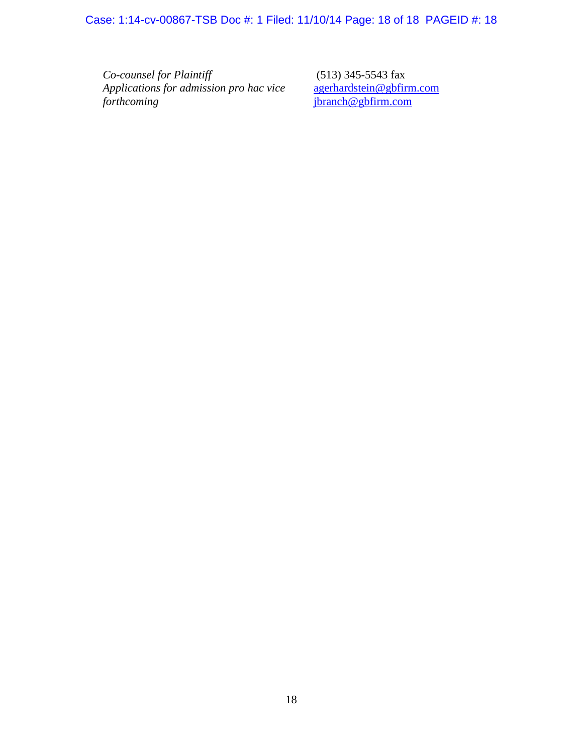*Co-counsel for Plaintiff*
*Applications for admission pro hac vice forthcoming*

(513) 345-5543 fax
agerhardstein@gbfirm.com
jbranch@gbfirm.com